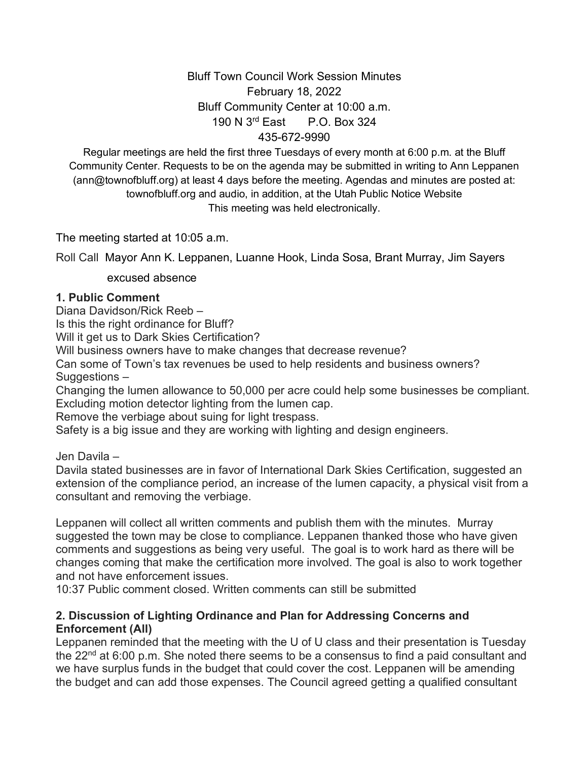# Bluff Town Council Work Session Minutes

February 18, 2022
Bluff Community Center at 10:00 a.m.
190 N 3rd East    P.O. Box 324
435-672-9990

Regular meetings are held the first three Tuesdays of every month at 6:00 p.m. at the Bluff Community Center. Requests to be on the agenda may be submitted in writing to Ann Leppanen (ann@townofbluff.org) at least 4 days before the meeting. Agendas and minutes are posted at: townofbluff.org and audio, in addition, at the Utah Public Notice Website
This meeting was held electronically.

The meeting started at 10:05 a.m.

Roll Call  Mayor Ann K. Leppanen, Luanne Hook, Linda Sosa, Brant Murray, Jim Sayers excused absence

## 1. Public Comment

Diana Davidson/Rick Reeb –
Is this the right ordinance for Bluff?
Will it get us to Dark Skies Certification?
Will business owners have to make changes that decrease revenue?
Can some of Town's tax revenues be used to help residents and business owners?
Suggestions –
Changing the lumen allowance to 50,000 per acre could help some businesses be compliant.
Excluding motion detector lighting from the lumen cap.
Remove the verbiage about suing for light trespass.
Safety is a big issue and they are working with lighting and design engineers.

Jen Davila –
Davila stated businesses are in favor of International Dark Skies Certification, suggested an extension of the compliance period, an increase of the lumen capacity, a physical visit from a consultant and removing the verbiage.

Leppanen will collect all written comments and publish them with the minutes. Murray suggested the town may be close to compliance. Leppanen thanked those who have given comments and suggestions as being very useful. The goal is to work hard as there will be changes coming that make the certification more involved. The goal is also to work together and not have enforcement issues.
10:37 Public comment closed. Written comments can still be submitted

## 2. Discussion of Lighting Ordinance and Plan for Addressing Concerns and Enforcement (All)

Leppanen reminded that the meeting with the U of U class and their presentation is Tuesday the 22nd at 6:00 p.m. She noted there seems to be a consensus to find a paid consultant and we have surplus funds in the budget that could cover the cost. Leppanen will be amending the budget and can add those expenses. The Council agreed getting a qualified consultant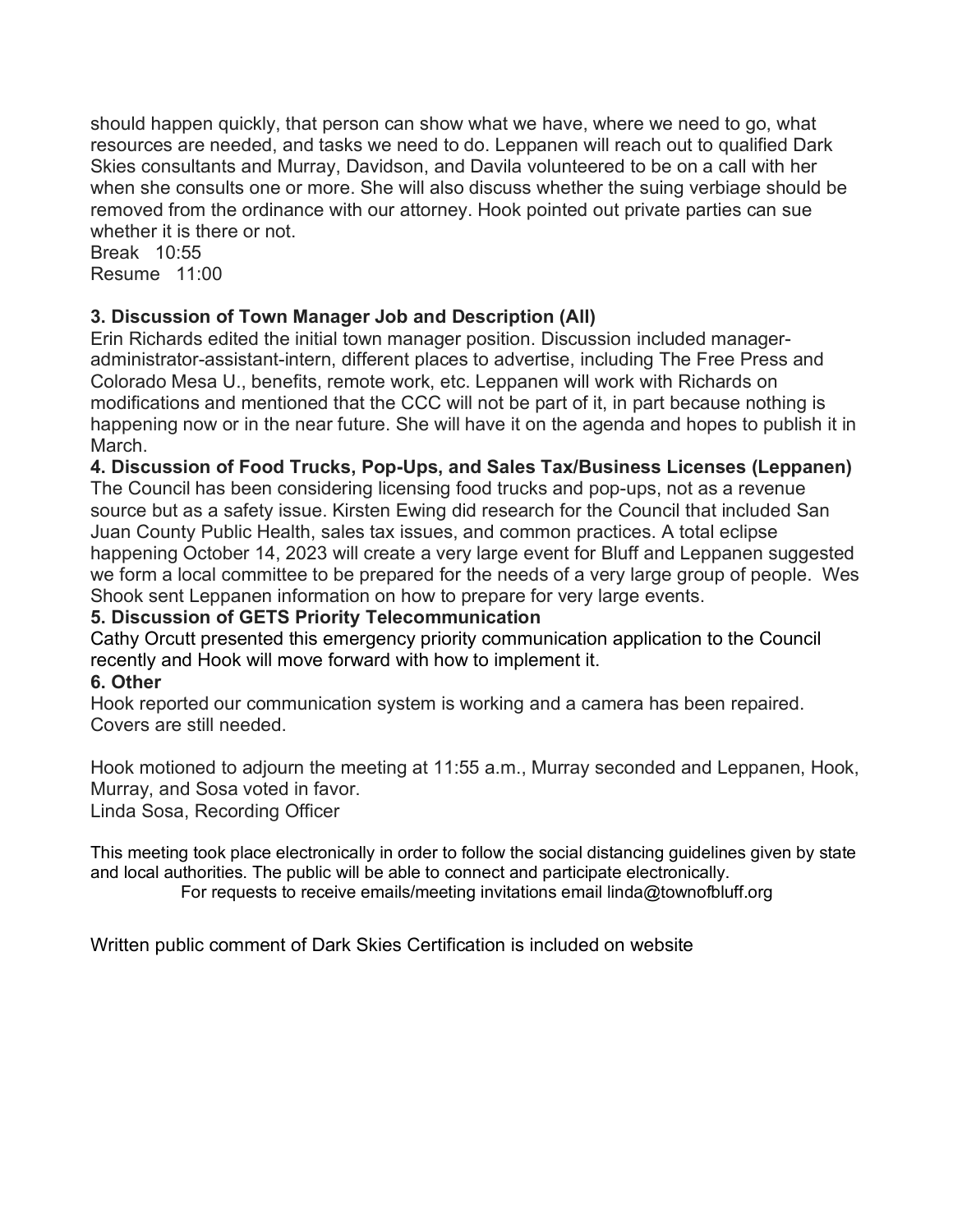should happen quickly, that person can show what we have, where we need to go, what resources are needed, and tasks we need to do. Leppanen will reach out to qualified Dark Skies consultants and Murray, Davidson, and Davila volunteered to be on a call with her when she consults one or more. She will also discuss whether the suing verbiage should be removed from the ordinance with our attorney. Hook pointed out private parties can sue whether it is there or not.

Break 10:55
Resume 11:00

**3. Discussion of Town Manager Job and Description (All)**

Erin Richards edited the initial town manager position. Discussion included manager-administrator-assistant-intern, different places to advertise, including The Free Press and Colorado Mesa U., benefits, remote work, etc. Leppanen will work with Richards on modifications and mentioned that the CCC will not be part of it, in part because nothing is happening now or in the near future. She will have it on the agenda and hopes to publish it in March.

**4. Discussion of Food Trucks, Pop-Ups, and Sales Tax/Business Licenses (Leppanen)**

The Council has been considering licensing food trucks and pop-ups, not as a revenue source but as a safety issue. Kirsten Ewing did research for the Council that included San Juan County Public Health, sales tax issues, and common practices. A total eclipse happening October 14, 2023 will create a very large event for Bluff and Leppanen suggested we form a local committee to be prepared for the needs of a very large group of people. Wes Shook sent Leppanen information on how to prepare for very large events.

**5. Discussion of GETS Priority Telecommunication**

Cathy Orcutt presented this emergency priority communication application to the Council recently and Hook will move forward with how to implement it.

**6. Other**

Hook reported our communication system is working and a camera has been repaired. Covers are still needed.

Hook motioned to adjourn the meeting at 11:55 a.m., Murray seconded and Leppanen, Hook, Murray, and Sosa voted in favor.
Linda Sosa, Recording Officer

This meeting took place electronically in order to follow the social distancing guidelines given by state and local authorities. The public will be able to connect and participate electronically.
For requests to receive emails/meeting invitations email linda@townofbluff.org

Written public comment of Dark Skies Certification is included on website